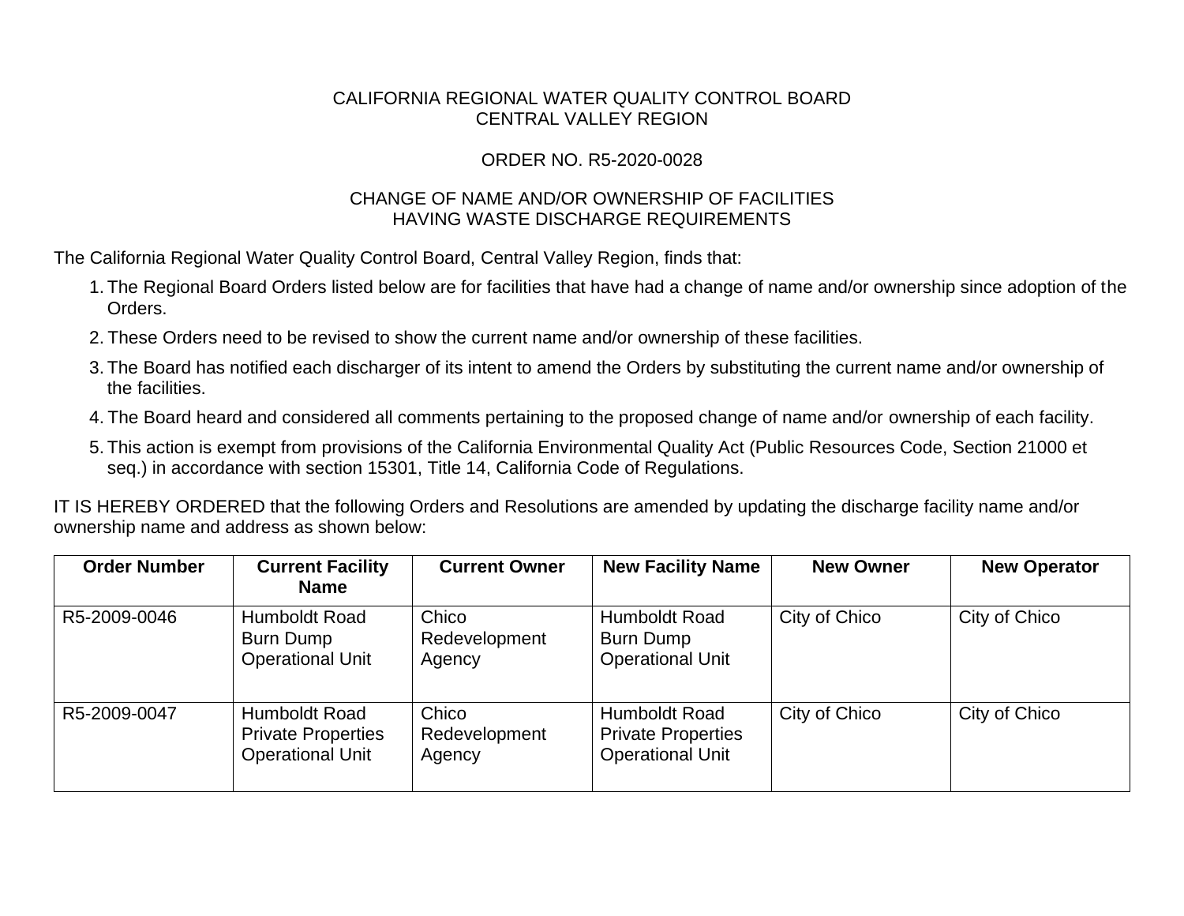CALIFORNIA REGIONAL WATER QUALITY CONTROL BOARD
CENTRAL VALLEY REGION

ORDER NO. R5-2020-0028

CHANGE OF NAME AND/OR OWNERSHIP OF FACILITIES
HAVING WASTE DISCHARGE REQUIREMENTS

The California Regional Water Quality Control Board, Central Valley Region, finds that:

1. The Regional Board Orders listed below are for facilities that have had a change of name and/or ownership since adoption of the Orders.
2. These Orders need to be revised to show the current name and/or ownership of these facilities.
3. The Board has notified each discharger of its intent to amend the Orders by substituting the current name and/or ownership of the facilities.
4. The Board heard and considered all comments pertaining to the proposed change of name and/or ownership of each facility.
5. This action is exempt from provisions of the California Environmental Quality Act (Public Resources Code, Section 21000 et seq.) in accordance with section 15301, Title 14, California Code of Regulations.

IT IS HEREBY ORDERED that the following Orders and Resolutions are amended by updating the discharge facility name and/or ownership name and address as shown below:

| Order Number | Current Facility Name | Current Owner | New Facility Name | New Owner | New Operator |
|---|---|---|---|---|---|
| R5-2009-0046 | Humboldt Road Burn Dump Operational Unit | Chico Redevelopment Agency | Humboldt Road Burn Dump Operational Unit | City of Chico | City of Chico |
| R5-2009-0047 | Humboldt Road Private Properties Operational Unit | Chico Redevelopment Agency | Humboldt Road Private Properties Operational Unit | City of Chico | City of Chico |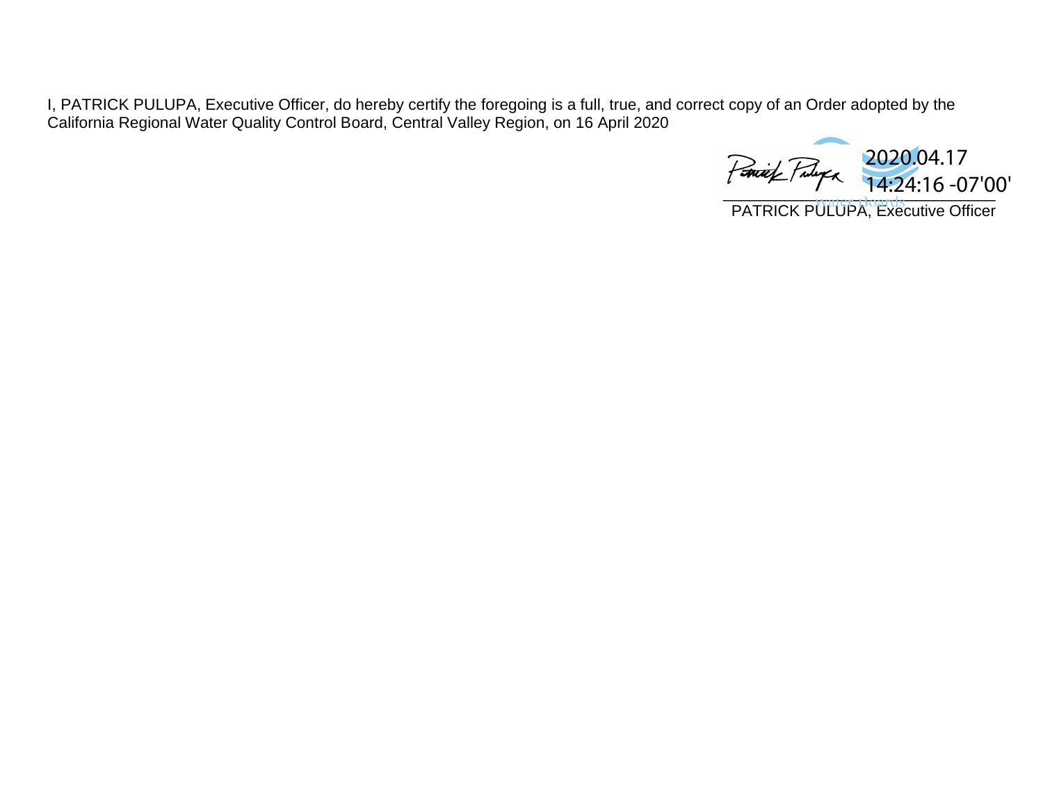I, PATRICK PULUPA, Executive Officer, do hereby certify the foregoing is a full, true, and correct copy of an Order adopted by the California Regional Water Quality Control Board, Central Valley Region, on 16 April 2020

2020.04.17
14:24:16 -07'00'

PATRICK PULUPA, Executive Officer